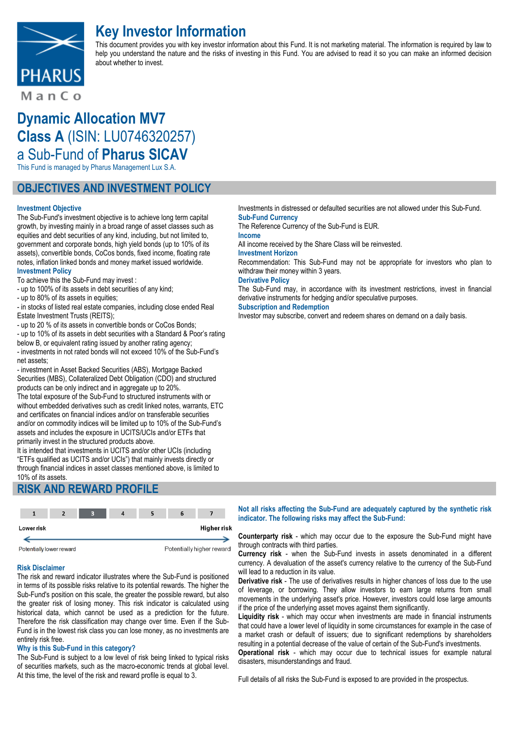PHARUS ManCo

# Key Investor Information

This document provides you with key investor information about this Fund. It is not marketing material. The information is required by law to help you understand the nature and the risks of investing in this Fund. You are advised to read it so you can make an informed decision about whether to invest.

# Dynamic Allocation MV7
# **Class A** (ISIN: LU0746320257)
# a Sub-Fund of **Pharus SICAV**

This Fund is managed by Pharus Management Lux S.A.

## OBJECTIVES AND INVESTMENT POLICY

### Investment Objective

The Sub-Fund's investment objective is to achieve long term capital growth, by investing mainly in a broad range of asset classes such as equities and debt securities of any kind, including, but not limited to, government and corporate bonds, high yield bonds (up to 10% of its assets), convertible bonds, CoCos bonds, fixed income, floating rate notes, inflation linked bonds and money market issued worldwide.

### Investment Policy

To achieve this the Sub-Fund may invest :

- up to 100% of its assets in debt securities of any kind;
- up to 80% of its assets in equities;
- in stocks of listed real estate companies, including close ended Real Estate Investment Trusts (REITS);
- up to 20 % of its assets in convertible bonds or CoCos Bonds;
- up to 10% of its assets in debt securities with a Standard & Poor's rating below B, or equivalent rating issued by another rating agency;
- investments in not rated bonds will not exceed 10% of the Sub-Fund's net assets;
- investment in Asset Backed Securities (ABS), Mortgage Backed Securities (MBS), Collateralized Debt Obligation (CDO) and structured products can be only indirect and in aggregate up to 20%.

The total exposure of the Sub-Fund to structured instruments with or without embedded derivatives such as credit linked notes, warrants, ETC and certificates on financial indices and/or on transferable securities and/or on commodity indices will be limited up to 10% of the Sub-Fund's assets and includes the exposure in UCITS/UCIs and/or ETFs that primarily invest in the structured products above.

It is intended that investments in UCITS and/or other UCIs (including "ETFs qualified as UCITS and/or UCIs") that mainly invests directly or through financial indices in asset classes mentioned above, is limited to 10% of its assets.

Investments in distressed or defaulted securities are not allowed under this Sub-Fund.

### Sub-Fund Currency

The Reference Currency of the Sub-Fund is EUR.

### Income

All income received by the Share Class will be reinvested.

### Investment Horizon

Recommendation: This Sub-Fund may not be appropriate for investors who plan to withdraw their money within 3 years.

### Derivative Policy

The Sub-Fund may, in accordance with its investment restrictions, invest in financial derivative instruments for hedging and/or speculative purposes.

### Subscription and Redemption

Investor may subscribe, convert and redeem shares on demand on a daily basis.

## RISK AND REWARD PROFILE

| 1 | 2 | **3** | 4 | 5 | 6 | 7 |
|---|---|---|---|---|---|---|

Lower risk ← → Higher risk

Potentially lower reward — Potentially higher reward

### Risk Disclaimer

The risk and reward indicator illustrates where the Sub-Fund is positioned in terms of its possible risks relative to its potential rewards. The higher the Sub-Fund's position on this scale, the greater the possible reward, but also the greater risk of losing money. This risk indicator is calculated using historical data, which cannot be used as a prediction for the future. Therefore the risk classification may change over time. Even if the Sub-Fund is in the lowest risk class you can lose money, as no investments are entirely risk free.

### Why is this Sub-Fund in this category?

The Sub-Fund is subject to a low level of risk being linked to typical risks of securities markets, such as the macro-economic trends at global level. At this time, the level of the risk and reward profile is equal to 3.

**Not all risks affecting the Sub-Fund are adequately captured by the synthetic risk indicator. The following risks may affect the Sub-Fund:**

**Counterparty risk** - which may occur due to the exposure the Sub-Fund might have through contracts with third parties.

**Currency risk** - when the Sub-Fund invests in assets denominated in a different currency. A devaluation of the asset's currency relative to the currency of the Sub-Fund will lead to a reduction in its value.

**Derivative risk** - The use of derivatives results in higher chances of loss due to the use of leverage, or borrowing. They allow investors to earn large returns from small movements in the underlying asset's price. However, investors could lose large amounts if the price of the underlying asset moves against them significantly.

**Liquidity risk** - which may occur when investments are made in financial instruments that could have a lower level of liquidity in some circumstances for example in the case of a market crash or default of issuers; due to significant redemptions by shareholders resulting in a potential decrease of the value of certain of the Sub-Fund's investments.

**Operational risk** - which may occur due to technical issues for example natural disasters, misunderstandings and fraud.

Full details of all risks the Sub-Fund is exposed to are provided in the prospectus.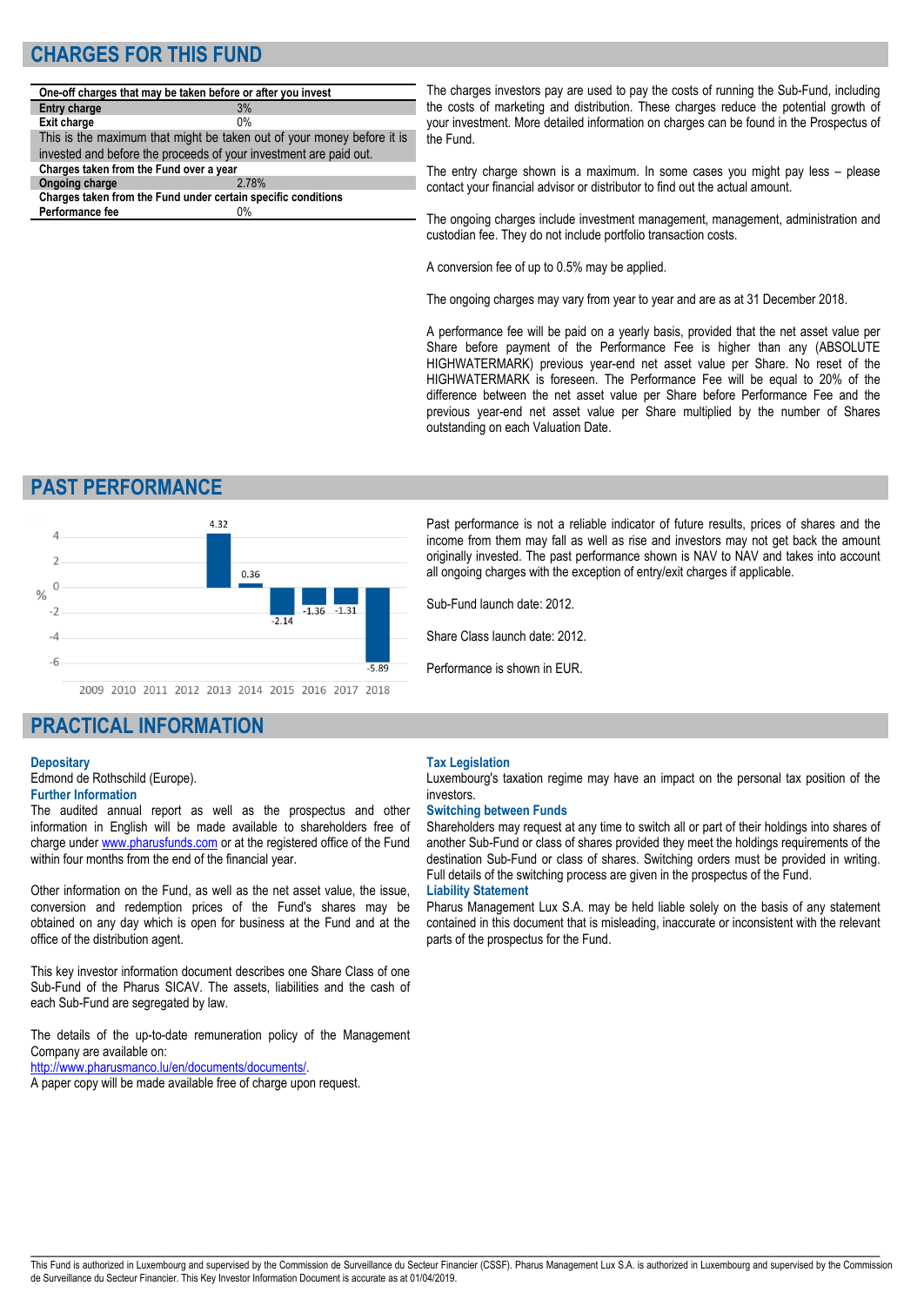## CHARGES FOR THIS FUND

| One-off charges that may be taken before or after you invest | |
|---|---|
| **Entry charge** | 3% |
| **Exit charge** | 0% |
| This is the maximum that might be taken out of your money before it is invested and before the proceeds of your investment are paid out. | |
| **Charges taken from the Fund over a year** | |
| **Ongoing charge** | 2.78% |
| **Charges taken from the Fund under certain specific conditions** | |
| **Performance fee** | 0% |

The charges investors pay are used to pay the costs of running the Sub-Fund, including the costs of marketing and distribution. These charges reduce the potential growth of your investment. More detailed information on charges can be found in the Prospectus of the Fund.

The entry charge shown is a maximum. In some cases you might pay less – please contact your financial advisor or distributor to find out the actual amount.

The ongoing charges include investment management, management, administration and custodian fee. They do not include portfolio transaction costs.

A conversion fee of up to 0.5% may be applied.

The ongoing charges may vary from year to year and are as at 31 December 2018.

A performance fee will be paid on a yearly basis, provided that the net asset value per Share before payment of the Performance Fee is higher than any (ABSOLUTE HIGHWATERMARK) previous year-end net asset value per Share. No reset of the HIGHWATERMARK is foreseen. The Performance Fee will be equal to 20% of the difference between the net asset value per Share before Performance Fee and the previous year-end net asset value per Share multiplied by the number of Shares outstanding on each Valuation Date.

## PAST PERFORMANCE

%

4.32
0.36
-2.14
-1.36
-1.31
-5.89

2009 2010 2011 2012 2013 2014 2015 2016 2017 2018

Past performance is not a reliable indicator of future results, prices of shares and the income from them may fall as well as rise and investors may not get back the amount originally invested. The past performance shown is NAV to NAV and takes into account all ongoing charges with the exception of entry/exit charges if applicable.

Sub-Fund launch date: 2012.

Share Class launch date: 2012.

Performance is shown in EUR.

## PRACTICAL INFORMATION

### Depositary

Edmond de Rothschild (Europe).

### Further Information

The audited annual report as well as the prospectus and other information in English will be made available to shareholders free of charge under www.pharusfunds.com or at the registered office of the Fund within four months from the end of the financial year.

Other information on the Fund, as well as the net asset value, the issue, conversion and redemption prices of the Fund's shares may be obtained on any day which is open for business at the Fund and at the office of the distribution agent.

This key investor information document describes one Share Class of one Sub-Fund of the Pharus SICAV. The assets, liabilities and the cash of each Sub-Fund are segregated by law.

The details of the up-to-date remuneration policy of the Management Company are available on:
http://www.pharusmanco.lu/en/documents/documents/.
A paper copy will be made available free of charge upon request.

### Tax Legislation

Luxembourg's taxation regime may have an impact on the personal tax position of the investors.

### Switching between Funds

Shareholders may request at any time to switch all or part of their holdings into shares of another Sub-Fund or class of shares provided they meet the holdings requirements of the destination Sub-Fund or class of shares. Switching orders must be provided in writing. Full details of the switching process are given in the prospectus of the Fund.

### Liability Statement

Pharus Management Lux S.A. may be held liable solely on the basis of any statement contained in this document that is misleading, inaccurate or inconsistent with the relevant parts of the prospectus for the Fund.

This Fund is authorized in Luxembourg and supervised by the Commission de Surveillance du Secteur Financier (CSSF). Pharus Management Lux S.A. is authorized in Luxembourg and supervised by the Commission de Surveillance du Secteur Financier. This Key Investor Information Document is accurate as at 01/04/2019.